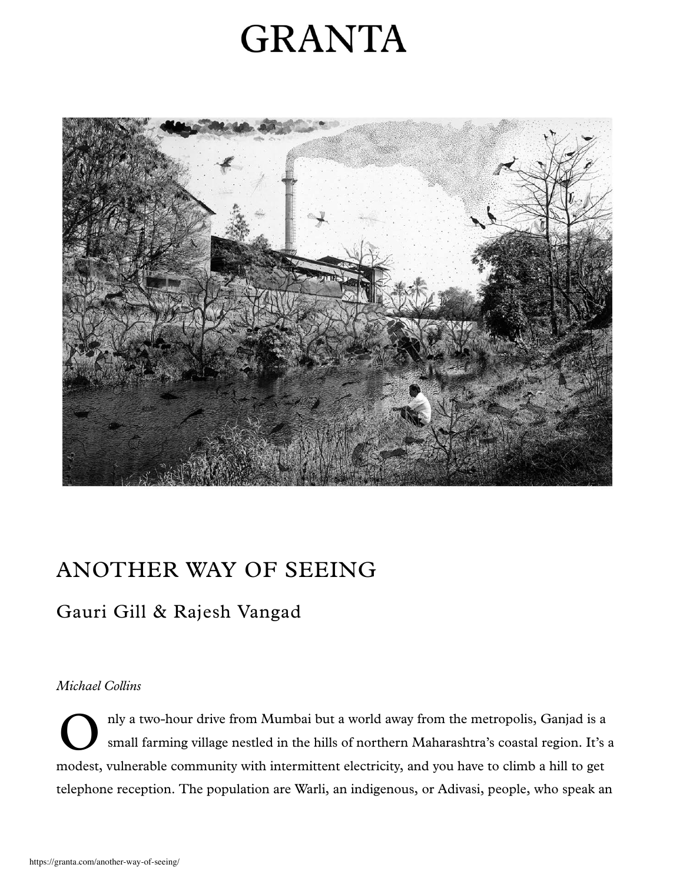# GRANTA

## ANOTHER WAY OF SEEING

### Gauri Gill & Rajesh Vangad

*Michael Collins*

Only a two-hour drive from Mumbai but a world away from the metropolis, Ganjad is a small farming village nestled in the hills of northern Maharashtra's coastal region. It's a modest, vulnerable community with intermittent electricity, and you have to climb a hill to get telephone reception. The population are Warli, an indigenous, or Adivasi, people, who speak an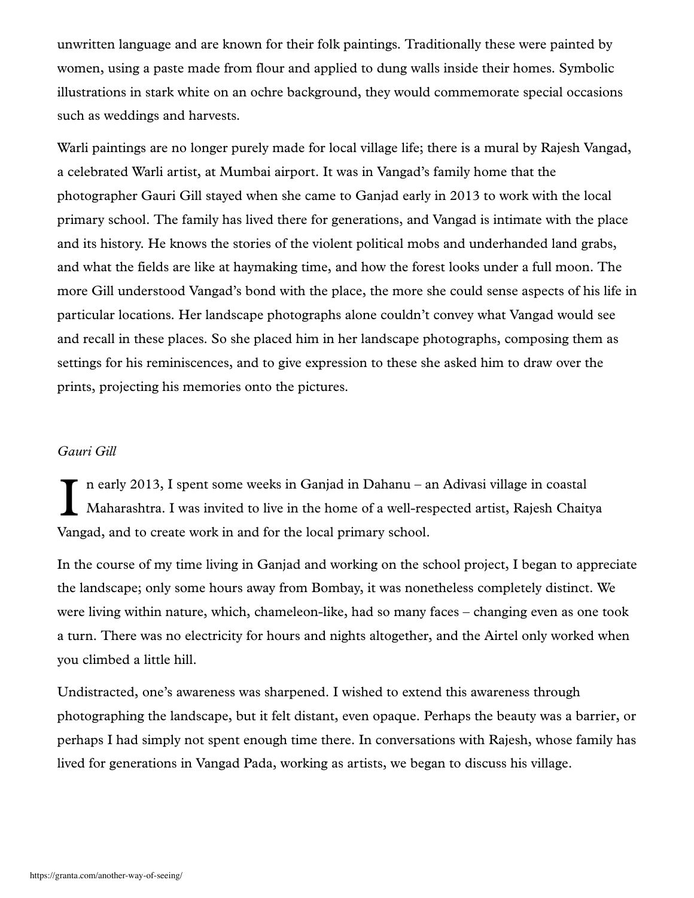unwritten language and are known for their folk paintings. Traditionally these were painted by women, using a paste made from flour and applied to dung walls inside their homes. Symbolic illustrations in stark white on an ochre background, they would commemorate special occasions such as weddings and harvests.

Warli paintings are no longer purely made for local village life; there is a mural by Rajesh Vangad, a celebrated Warli artist, at Mumbai airport. It was in Vangad's family home that the photographer Gauri Gill stayed when she came to Ganjad early in 2013 to work with the local primary school. The family has lived there for generations, and Vangad is intimate with the place and its history. He knows the stories of the violent political mobs and underhanded land grabs, and what the fields are like at haymaking time, and how the forest looks under a full moon. The more Gill understood Vangad's bond with the place, the more she could sense aspects of his life in particular locations. Her landscape photographs alone couldn't convey what Vangad would see and recall in these places. So she placed him in her landscape photographs, composing them as settings for his reminiscences, and to give expression to these she asked him to draw over the prints, projecting his memories onto the pictures.

*Gauri Gill*

In early 2013, I spent some weeks in Ganjad in Dahanu – an Adivasi village in coastal Maharashtra. I was invited to live in the home of a well-respected artist, Rajesh Chaitya Vangad, and to create work in and for the local primary school.

In the course of my time living in Ganjad and working on the school project, I began to appreciate the landscape; only some hours away from Bombay, it was nonetheless completely distinct. We were living within nature, which, chameleon-like, had so many faces – changing even as one took a turn. There was no electricity for hours and nights altogether, and the Airtel only worked when you climbed a little hill.

Undistracted, one's awareness was sharpened. I wished to extend this awareness through photographing the landscape, but it felt distant, even opaque. Perhaps the beauty was a barrier, or perhaps I had simply not spent enough time there. In conversations with Rajesh, whose family has lived for generations in Vangad Pada, working as artists, we began to discuss his village.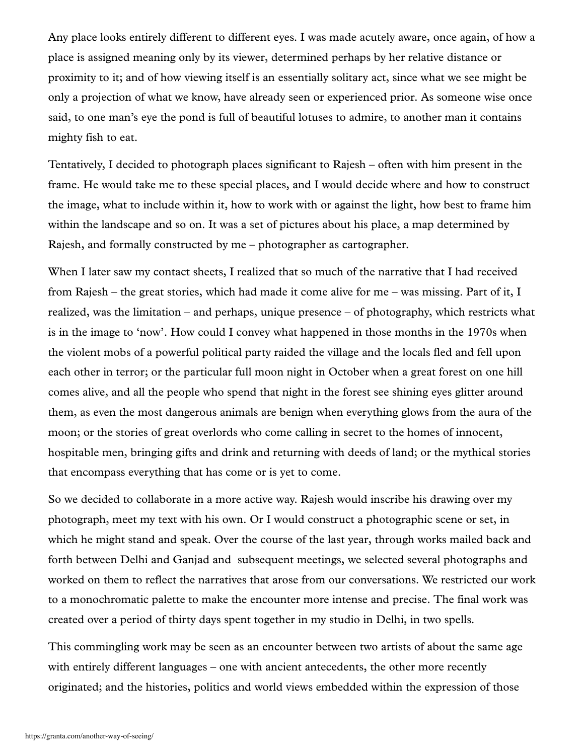Any place looks entirely different to different eyes. I was made acutely aware, once again, of how a place is assigned meaning only by its viewer, determined perhaps by her relative distance or proximity to it; and of how viewing itself is an essentially solitary act, since what we see might be only a projection of what we know, have already seen or experienced prior. As someone wise once said, to one man's eye the pond is full of beautiful lotuses to admire, to another man it contains mighty fish to eat.

Tentatively, I decided to photograph places significant to Rajesh – often with him present in the frame. He would take me to these special places, and I would decide where and how to construct the image, what to include within it, how to work with or against the light, how best to frame him within the landscape and so on. It was a set of pictures about his place, a map determined by Rajesh, and formally constructed by me – photographer as cartographer.

When I later saw my contact sheets, I realized that so much of the narrative that I had received from Rajesh – the great stories, which had made it come alive for me – was missing. Part of it, I realized, was the limitation – and perhaps, unique presence – of photography, which restricts what is in the image to 'now'. How could I convey what happened in those months in the 1970s when the violent mobs of a powerful political party raided the village and the locals fled and fell upon each other in terror; or the particular full moon night in October when a great forest on one hill comes alive, and all the people who spend that night in the forest see shining eyes glitter around them, as even the most dangerous animals are benign when everything glows from the aura of the moon; or the stories of great overlords who come calling in secret to the homes of innocent, hospitable men, bringing gifts and drink and returning with deeds of land; or the mythical stories that encompass everything that has come or is yet to come.

So we decided to collaborate in a more active way. Rajesh would inscribe his drawing over my photograph, meet my text with his own. Or I would construct a photographic scene or set, in which he might stand and speak. Over the course of the last year, through works mailed back and forth between Delhi and Ganjad and subsequent meetings, we selected several photographs and worked on them to reflect the narratives that arose from our conversations. We restricted our work to a monochromatic palette to make the encounter more intense and precise. The final work was created over a period of thirty days spent together in my studio in Delhi, in two spells.

This commingling work may be seen as an encounter between two artists of about the same age with entirely different languages – one with ancient antecedents, the other more recently originated; and the histories, politics and world views embedded within the expression of those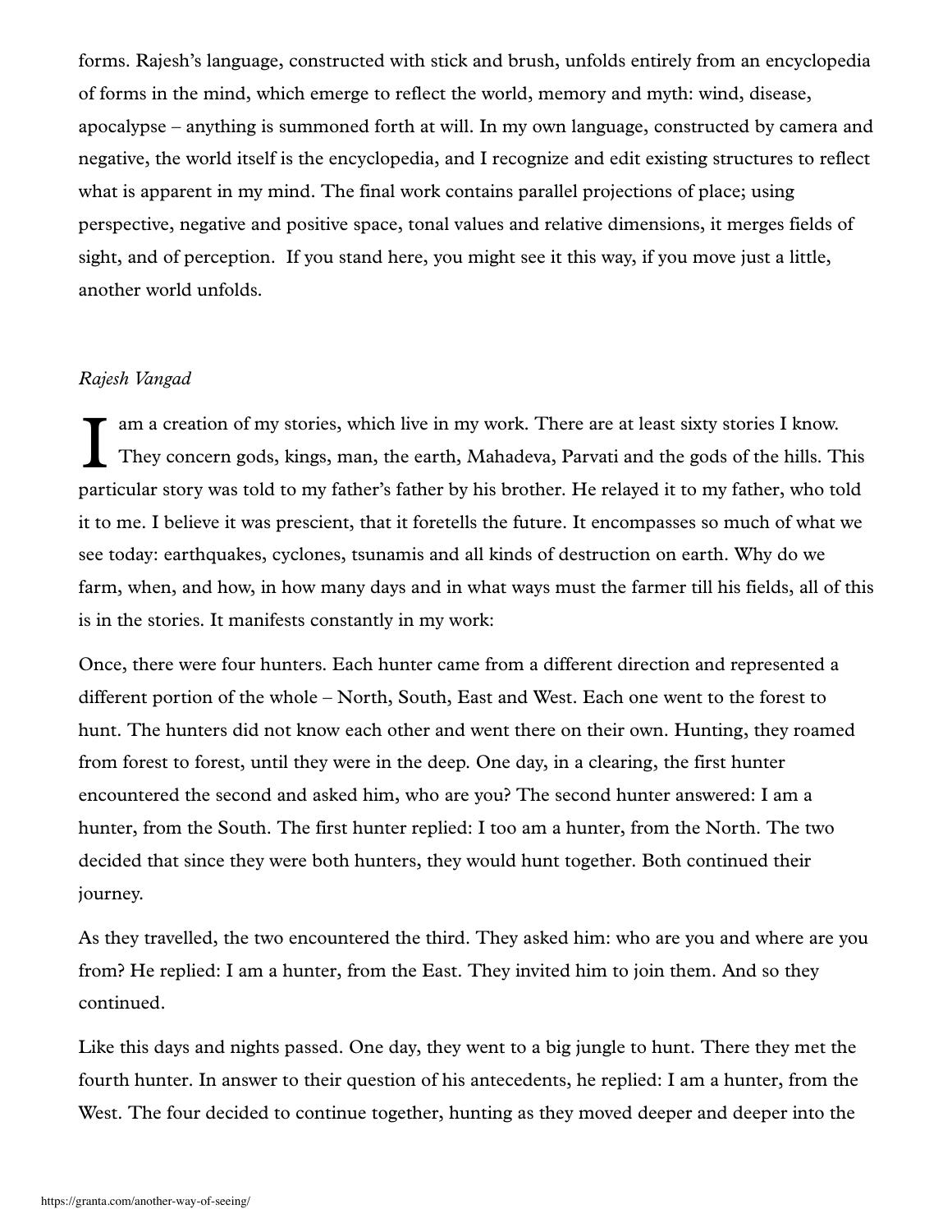forms. Rajesh's language, constructed with stick and brush, unfolds entirely from an encyclopedia of forms in the mind, which emerge to reflect the world, memory and myth: wind, disease, apocalypse – anything is summoned forth at will. In my own language, constructed by camera and negative, the world itself is the encyclopedia, and I recognize and edit existing structures to reflect what is apparent in my mind. The final work contains parallel projections of place; using perspective, negative and positive space, tonal values and relative dimensions, it merges fields of sight, and of perception. If you stand here, you might see it this way, if you move just a little, another world unfolds.

*Rajesh Vangad*

I am a creation of my stories, which live in my work. There are at least sixty stories I know. They concern gods, kings, man, the earth, Mahadeva, Parvati and the gods of the hills. This particular story was told to my father's father by his brother. He relayed it to my father, who told it to me. I believe it was prescient, that it foretells the future. It encompasses so much of what we see today: earthquakes, cyclones, tsunamis and all kinds of destruction on earth. Why do we farm, when, and how, in how many days and in what ways must the farmer till his fields, all of this is in the stories. It manifests constantly in my work:

Once, there were four hunters. Each hunter came from a different direction and represented a different portion of the whole – North, South, East and West. Each one went to the forest to hunt. The hunters did not know each other and went there on their own. Hunting, they roamed from forest to forest, until they were in the deep. One day, in a clearing, the first hunter encountered the second and asked him, who are you? The second hunter answered: I am a hunter, from the South. The first hunter replied: I too am a hunter, from the North. The two decided that since they were both hunters, they would hunt together. Both continued their journey.

As they travelled, the two encountered the third. They asked him: who are you and where are you from? He replied: I am a hunter, from the East. They invited him to join them. And so they continued.

Like this days and nights passed. One day, they went to a big jungle to hunt. There they met the fourth hunter. In answer to their question of his antecedents, he replied: I am a hunter, from the West. The four decided to continue together, hunting as they moved deeper and deeper into the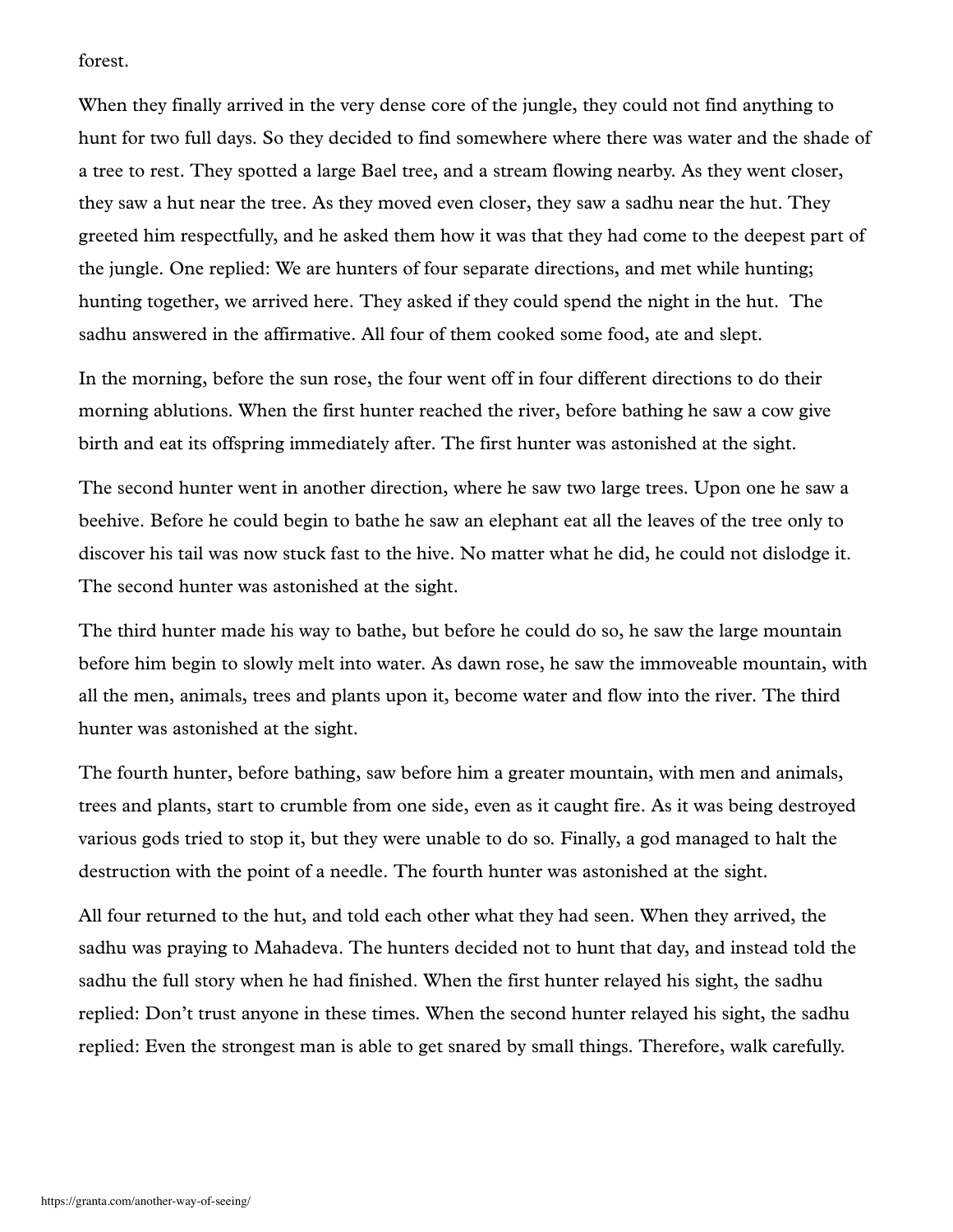forest.

When they finally arrived in the very dense core of the jungle, they could not find anything to hunt for two full days. So they decided to find somewhere where there was water and the shade of a tree to rest. They spotted a large Bael tree, and a stream flowing nearby. As they went closer, they saw a hut near the tree. As they moved even closer, they saw a sadhu near the hut. They greeted him respectfully, and he asked them how it was that they had come to the deepest part of the jungle. One replied: We are hunters of four separate directions, and met while hunting; hunting together, we arrived here. They asked if they could spend the night in the hut. The sadhu answered in the affirmative. All four of them cooked some food, ate and slept.

In the morning, before the sun rose, the four went off in four different directions to do their morning ablutions. When the first hunter reached the river, before bathing he saw a cow give birth and eat its offspring immediately after. The first hunter was astonished at the sight.

The second hunter went in another direction, where he saw two large trees. Upon one he saw a beehive. Before he could begin to bathe he saw an elephant eat all the leaves of the tree only to discover his tail was now stuck fast to the hive. No matter what he did, he could not dislodge it. The second hunter was astonished at the sight.

The third hunter made his way to bathe, but before he could do so, he saw the large mountain before him begin to slowly melt into water. As dawn rose, he saw the immoveable mountain, with all the men, animals, trees and plants upon it, become water and flow into the river. The third hunter was astonished at the sight.

The fourth hunter, before bathing, saw before him a greater mountain, with men and animals, trees and plants, start to crumble from one side, even as it caught fire. As it was being destroyed various gods tried to stop it, but they were unable to do so. Finally, a god managed to halt the destruction with the point of a needle. The fourth hunter was astonished at the sight.

All four returned to the hut, and told each other what they had seen. When they arrived, the sadhu was praying to Mahadeva. The hunters decided not to hunt that day, and instead told the sadhu the full story when he had finished. When the first hunter relayed his sight, the sadhu replied: Don't trust anyone in these times. When the second hunter relayed his sight, the sadhu replied: Even the strongest man is able to get snared by small things. Therefore, walk carefully.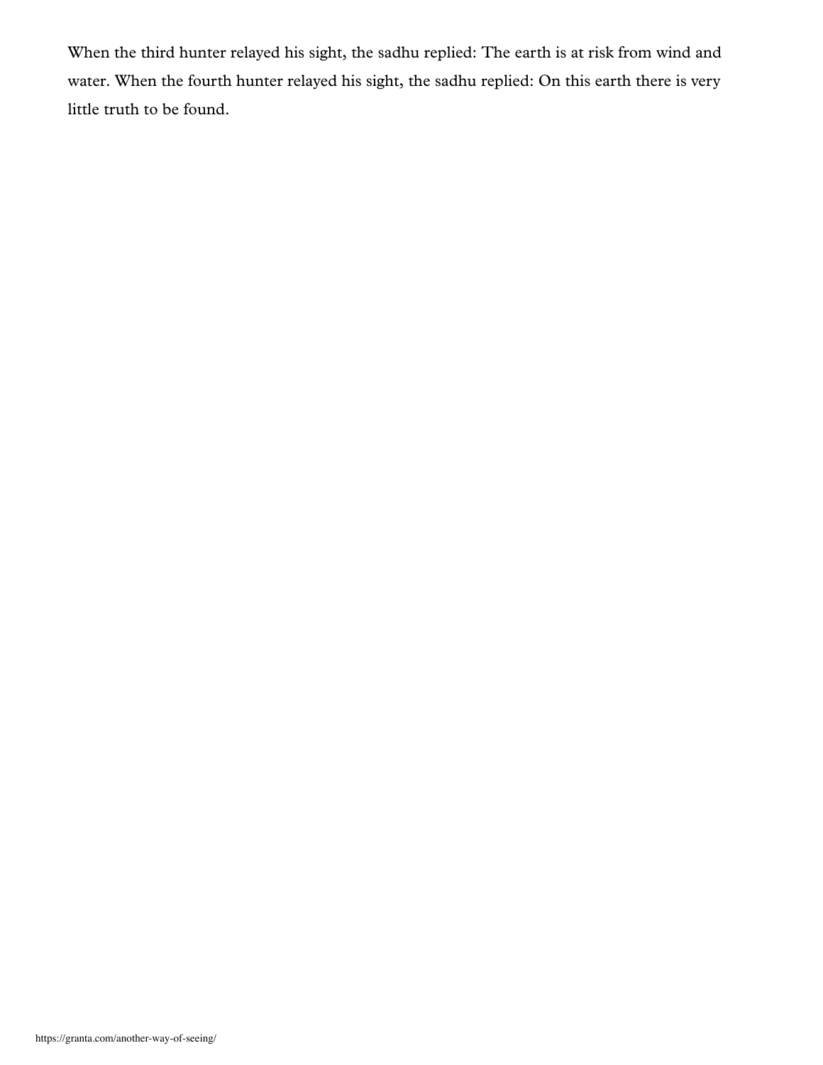When the third hunter relayed his sight, the sadhu replied: The earth is at risk from wind and water. When the fourth hunter relayed his sight, the sadhu replied: On this earth there is very little truth to be found.